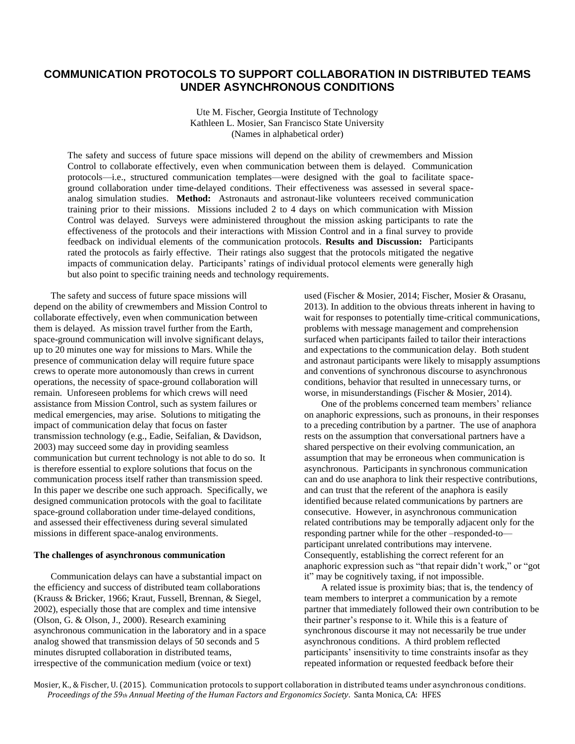# COMMUNICATION PROTOCOLS TO SUPPORT COLLABORATION IN DISTRIBUTED TEAMS UNDER ASYNCHRONOUS CONDITIONS

Ute M. Fischer, Georgia Institute of Technology
Kathleen L. Mosier, San Francisco State University
(Names in alphabetical order)

The safety and success of future space missions will depend on the ability of crewmembers and Mission Control to collaborate effectively, even when communication between them is delayed. Communication protocols—i.e., structured communication templates—were designed with the goal to facilitate space-ground collaboration under time-delayed conditions. Their effectiveness was assessed in several space-analog simulation studies. **Method:** Astronauts and astronaut-like volunteers received communication training prior to their missions. Missions included 2 to 4 days on which communication with Mission Control was delayed. Surveys were administered throughout the mission asking participants to rate the effectiveness of the protocols and their interactions with Mission Control and in a final survey to provide feedback on individual elements of the communication protocols. **Results and Discussion:** Participants rated the protocols as fairly effective. Their ratings also suggest that the protocols mitigated the negative impacts of communication delay. Participants' ratings of individual protocol elements were generally high but also point to specific training needs and technology requirements.

The safety and success of future space missions will depend on the ability of crewmembers and Mission Control to collaborate effectively, even when communication between them is delayed. As mission travel further from the Earth, space-ground communication will involve significant delays, up to 20 minutes one way for missions to Mars. While the presence of communication delay will require future space crews to operate more autonomously than crews in current operations, the necessity of space-ground collaboration will remain. Unforeseen problems for which crews will need assistance from Mission Control, such as system failures or medical emergencies, may arise. Solutions to mitigating the impact of communication delay that focus on faster transmission technology (e.g., Eadie, Seifalian, & Davidson, 2003) may succeed some day in providing seamless communication but current technology is not able to do so. It is therefore essential to explore solutions that focus on the communication process itself rather than transmission speed. In this paper we describe one such approach. Specifically, we designed communication protocols with the goal to facilitate space-ground collaboration under time-delayed conditions, and assessed their effectiveness during several simulated missions in different space-analog environments.

### The challenges of asynchronous communication

Communication delays can have a substantial impact on the efficiency and success of distributed team collaborations (Krauss & Bricker, 1966; Kraut, Fussell, Brennan, & Siegel, 2002), especially those that are complex and time intensive (Olson, G. & Olson, J., 2000). Research examining asynchronous communication in the laboratory and in a space analog showed that transmission delays of 50 seconds and 5 minutes disrupted collaboration in distributed teams, irrespective of the communication medium (voice or text) used (Fischer & Mosier, 2014; Fischer, Mosier & Orasanu, 2013). In addition to the obvious threats inherent in having to wait for responses to potentially time-critical communications, problems with message management and comprehension surfaced when participants failed to tailor their interactions and expectations to the communication delay. Both student and astronaut participants were likely to misapply assumptions and conventions of synchronous discourse to asynchronous conditions, behavior that resulted in unnecessary turns, or worse, in misunderstandings (Fischer & Mosier, 2014).

One of the problems concerned team members' reliance on anaphoric expressions, such as pronouns, in their responses to a preceding contribution by a partner. The use of anaphora rests on the assumption that conversational partners have a shared perspective on their evolving communication, an assumption that may be erroneous when communication is asynchronous. Participants in synchronous communication can and do use anaphora to link their respective contributions, and can trust that the referent of the anaphora is easily identified because related communications by partners are consecutive. However, in asynchronous communication related contributions may be temporally adjacent only for the responding partner while for the other –responded-to—participant unrelated contributions may intervene. Consequently, establishing the correct referent for an anaphoric expression such as "that repair didn't work," or "got it" may be cognitively taxing, if not impossible.

A related issue is proximity bias; that is, the tendency of team members to interpret a communication by a remote partner that immediately followed their own contribution to be their partner's response to it. While this is a feature of synchronous discourse it may not necessarily be true under asynchronous conditions. A third problem reflected participants' insensitivity to time constraints insofar as they repeated information or requested feedback before their

Mosier, K., & Fischer, U. (2015). Communication protocols to support collaboration in distributed teams under asynchronous conditions. *Proceedings of the 59th Annual Meeting of the Human Factors and Ergonomics Society*. Santa Monica, CA: HFES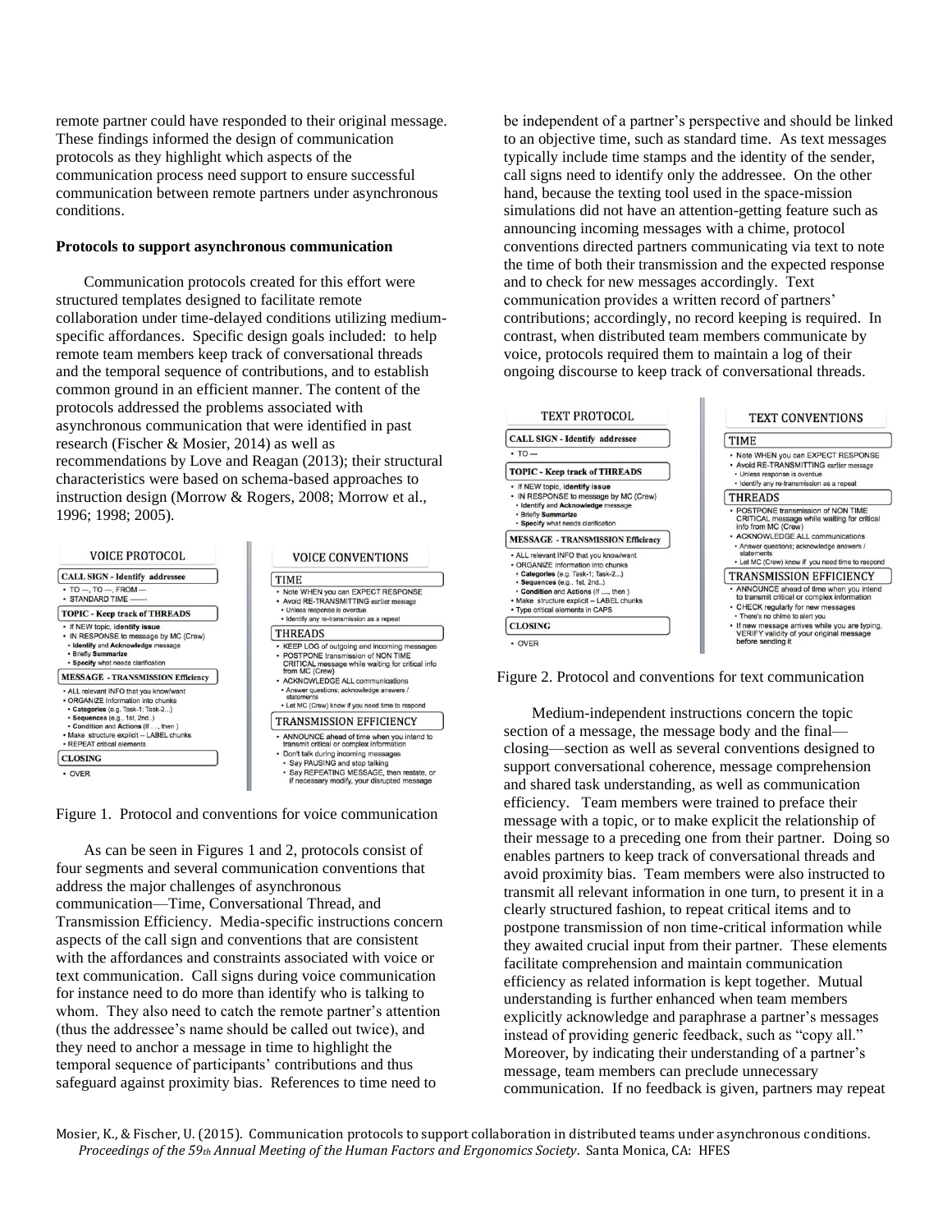remote partner could have responded to their original message. These findings informed the design of communication protocols as they highlight which aspects of the communication process need support to ensure successful communication between remote partners under asynchronous conditions.

**Protocols to support asynchronous communication**

Communication protocols created for this effort were structured templates designed to facilitate remote collaboration under time-delayed conditions utilizing medium-specific affordances. Specific design goals included: to help remote team members keep track of conversational threads and the temporal sequence of contributions, and to establish common ground in an efficient manner. The content of the protocols addressed the problems associated with asynchronous communication that were identified in past research (Fischer & Mosier, 2014) as well as recommendations by Love and Reagan (2013); their structural characteristics were based on schema-based approaches to instruction design (Morrow & Rogers, 2008; Morrow et al., 1996; 1998; 2005).

**VOICE PROTOCOL**

**CALL SIGN - Identify addressee**
- TO ---, TO ---, FROM ---
- STANDARD TIME -------

**TOPIC - Keep track of THREADS**
- If NEW topic, **identify issue**
- IN RESPONSE to message by MC (Crew)
  - **Identify** and **Acknowledge** message
  - Briefly **Summarize**
  - **Specify** what needs clarification

**MESSAGE - TRANSMISSION Efficiency**
- ALL relevant INFO that you know/want
- ORGANIZE information into chunks
  - **Categories** (e.g. Task-1; Task-2...)
  - **Sequences** (e.g., 1st, 2nd..)
  - **Condition** and **Actions** (If ...., then )
- Make structure explicit -- LABEL chunks
- REPEAT critical elements

**CLOSING**
- OVER

**VOICE CONVENTIONS**

**TIME**
- Note WHEN you can EXPECT RESPONSE
- Avoid RE-TRANSMITTING earlier message
  - Unless response is overdue
  - Identify any re-transmission as a repeat

**THREADS**
- KEEP LOG of outgoing and incoming messages
- POSTPONE transmission of NON TIME CRITICAL message while waiting for critical info from MC (Crew)
- ACKNOWLEDGE ALL communications
  - Answer questions; acknowledge answers / statements
  - Let MC (Crew) know if you need time to respond

**TRANSMISSION EFFICIENCY**
- ANNOUNCE ahead of time when you intend to transmit critical or complex information
- Don't talk during incoming messages
  - Say PAUSING and stop talking
  - Say REPEATING MESSAGE, then restate, or if necessary modify, your disrupted message

Figure 1. Protocol and conventions for voice communication

As can be seen in Figures 1 and 2, protocols consist of four segments and several communication conventions that address the major challenges of asynchronous communication—Time, Conversational Thread, and Transmission Efficiency. Media-specific instructions concern aspects of the call sign and conventions that are consistent with the affordances and constraints associated with voice or text communication. Call signs during voice communication for instance need to do more than identify who is talking to whom. They also need to catch the remote partner's attention (thus the addressee's name should be called out twice), and they need to anchor a message in time to highlight the temporal sequence of participants' contributions and thus safeguard against proximity bias. References to time need to be independent of a partner's perspective and should be linked to an objective time, such as standard time. As text messages typically include time stamps and the identity of the sender, call signs need to identify only the addressee. On the other hand, because the texting tool used in the space-mission simulations did not have an attention-getting feature such as announcing incoming messages with a chime, protocol conventions directed partners communicating via text to note the time of both their transmission and the expected response and to check for new messages accordingly. Text communication provides a written record of partners' contributions; accordingly, no record keeping is required. In contrast, when distributed team members communicate by voice, protocols required them to maintain a log of their ongoing discourse to keep track of conversational threads.

**TEXT PROTOCOL**

**CALL SIGN - Identify addressee**
- TO ---

**TOPIC - Keep track of THREADS**
- If NEW topic, **identify issue**
- IN RESPONSE to message by MC (Crew)
  - **Identify** and **Acknowledge** message
  - Briefly **Summarize**
  - **Specify** what needs clarification

**MESSAGE - TRANSMISSION Efficiency**
- ALL relevant INFO that you know/want
- ORGANIZE information into chunks
  - **Categories** (e.g. Task-1; Task-2...)
  - **Sequences** (e.g., 1st, 2nd..)
  - **Condition** and **Actions** (If ...., then )
- Make structure explicit – LABEL chunks
- Type critical elements in CAPS

**CLOSING**
- OVER

**TEXT CONVENTIONS**

**TIME**
- Note WHEN you can EXPECT RESPONSE
- Avoid RE-TRANSMITTING earlier message
  - Unless response is overdue
  - Identify any re-transmission as a repeat

**THREADS**
- POSTPONE transmission of NON TIME CRITICAL message while waiting for critical info from MC (Crew)
- ACKNOWLEDGE ALL communications
  - Answer questions; acknowledge answers / statements
  - Let MC (Crew) know if you need time to respond

**TRANSMISSION EFFICIENCY**
- ANNOUNCE ahead of time when you intend to transmit critical or complex information
- CHECK regularly for new messages
  - There's no chime to alert you
- If new message arrives while you are typing, VERIFY validity of your original message before sending it

Figure 2. Protocol and conventions for text communication

Medium-independent instructions concern the topic section of a message, the message body and the final—closing—section as well as several conventions designed to support conversational coherence, message comprehension and shared task understanding, as well as communication efficiency. Team members were trained to preface their message with a topic, or to make explicit the relationship of their message to a preceding one from their partner. Doing so enables partners to keep track of conversational threads and avoid proximity bias. Team members were also instructed to transmit all relevant information in one turn, to present it in a clearly structured fashion, to repeat critical items and to postpone transmission of non time-critical information while they awaited crucial input from their partner. These elements facilitate comprehension and maintain communication efficiency as related information is kept together. Mutual understanding is further enhanced when team members explicitly acknowledge and paraphrase a partner's messages instead of providing generic feedback, such as "copy all." Moreover, by indicating their understanding of a partner's message, team members can preclude unnecessary communication. If no feedback is given, partners may repeat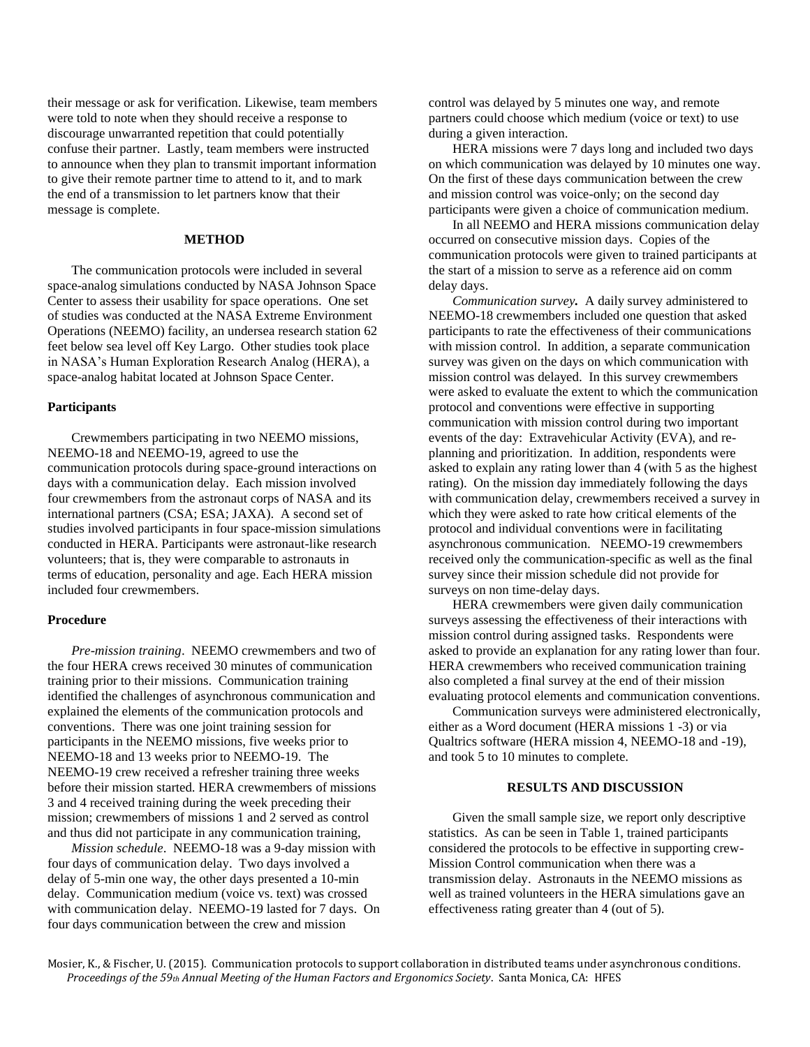their message or ask for verification. Likewise, team members were told to note when they should receive a response to discourage unwarranted repetition that could potentially confuse their partner. Lastly, team members were instructed to announce when they plan to transmit important information to give their remote partner time to attend to it, and to mark the end of a transmission to let partners know that their message is complete.

## METHOD

The communication protocols were included in several space-analog simulations conducted by NASA Johnson Space Center to assess their usability for space operations. One set of studies was conducted at the NASA Extreme Environment Operations (NEEMO) facility, an undersea research station 62 feet below sea level off Key Largo. Other studies took place in NASA's Human Exploration Research Analog (HERA), a space-analog habitat located at Johnson Space Center.

### Participants

Crewmembers participating in two NEEMO missions, NEEMO-18 and NEEMO-19, agreed to use the communication protocols during space-ground interactions on days with a communication delay. Each mission involved four crewmembers from the astronaut corps of NASA and its international partners (CSA; ESA; JAXA). A second set of studies involved participants in four space-mission simulations conducted in HERA. Participants were astronaut-like research volunteers; that is, they were comparable to astronauts in terms of education, personality and age. Each HERA mission included four crewmembers.

### Procedure

*Pre-mission training*. NEEMO crewmembers and two of the four HERA crews received 30 minutes of communication training prior to their missions. Communication training identified the challenges of asynchronous communication and explained the elements of the communication protocols and conventions. There was one joint training session for participants in the NEEMO missions, five weeks prior to NEEMO-18 and 13 weeks prior to NEEMO-19. The NEEMO-19 crew received a refresher training three weeks before their mission started. HERA crewmembers of missions 3 and 4 received training during the week preceding their mission; crewmembers of missions 1 and 2 served as control and thus did not participate in any communication training,

*Mission schedule*. NEEMO-18 was a 9-day mission with four days of communication delay. Two days involved a delay of 5-min one way, the other days presented a 10-min delay. Communication medium (voice vs. text) was crossed with communication delay. NEEMO-19 lasted for 7 days. On four days communication between the crew and mission control was delayed by 5 minutes one way, and remote partners could choose which medium (voice or text) to use during a given interaction.

HERA missions were 7 days long and included two days on which communication was delayed by 10 minutes one way. On the first of these days communication between the crew and mission control was voice-only; on the second day participants were given a choice of communication medium.

In all NEEMO and HERA missions communication delay occurred on consecutive mission days. Copies of the communication protocols were given to trained participants at the start of a mission to serve as a reference aid on comm delay days.

*Communication survey***.** A daily survey administered to NEEMO-18 crewmembers included one question that asked participants to rate the effectiveness of their communications with mission control. In addition, a separate communication survey was given on the days on which communication with mission control was delayed. In this survey crewmembers were asked to evaluate the extent to which the communication protocol and conventions were effective in supporting communication with mission control during two important events of the day: Extravehicular Activity (EVA), and re-planning and prioritization. In addition, respondents were asked to explain any rating lower than 4 (with 5 as the highest rating). On the mission day immediately following the days with communication delay, crewmembers received a survey in which they were asked to rate how critical elements of the protocol and individual conventions were in facilitating asynchronous communication. NEEMO-19 crewmembers received only the communication-specific as well as the final survey since their mission schedule did not provide for surveys on non time-delay days.

HERA crewmembers were given daily communication surveys assessing the effectiveness of their interactions with mission control during assigned tasks. Respondents were asked to provide an explanation for any rating lower than four. HERA crewmembers who received communication training also completed a final survey at the end of their mission evaluating protocol elements and communication conventions.

Communication surveys were administered electronically, either as a Word document (HERA missions 1 -3) or via Qualtrics software (HERA mission 4, NEEMO-18 and -19), and took 5 to 10 minutes to complete.

## RESULTS AND DISCUSSION

Given the small sample size, we report only descriptive statistics. As can be seen in Table 1, trained participants considered the protocols to be effective in supporting crew-Mission Control communication when there was a transmission delay. Astronauts in the NEEMO missions as well as trained volunteers in the HERA simulations gave an effectiveness rating greater than 4 (out of 5).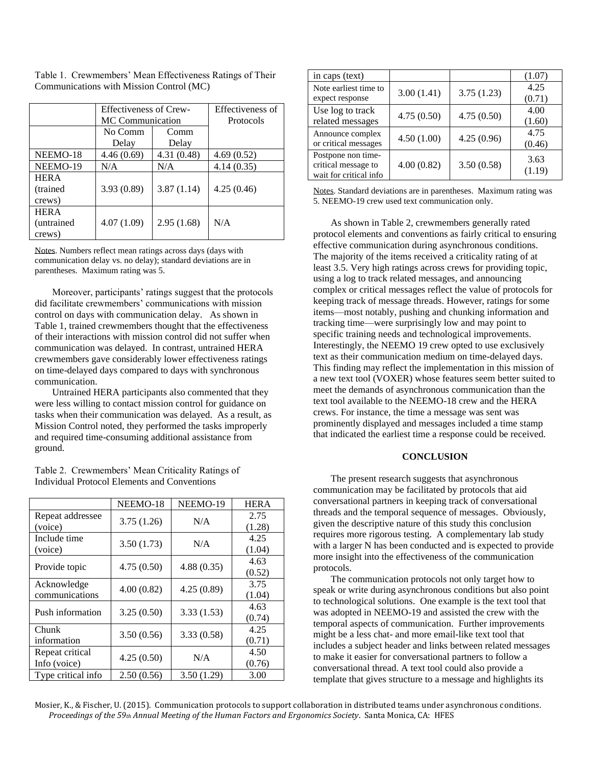Table 1. Crewmembers' Mean Effectiveness Ratings of Their Communications with Mission Control (MC)

| | Effectiveness of Crew-MC Communication | | Effectiveness of Protocols |
|---|---|---|---|
| | No Comm Delay | Comm Delay | |
| NEEMO-18 | 4.46 (0.69) | 4.31 (0.48) | 4.69 (0.52) |
| NEEMO-19 | N/A | N/A | 4.14 (0.35) |
| HERA (trained crews) | 3.93 (0.89) | 3.87 (1.14) | 4.25 (0.46) |
| HERA (untrained crews) | 4.07 (1.09) | 2.95 (1.68) | N/A |

Notes. Numbers reflect mean ratings across days (days with communication delay vs. no delay); standard deviations are in parentheses. Maximum rating was 5.

Moreover, participants' ratings suggest that the protocols did facilitate crewmembers' communications with mission control on days with communication delay. As shown in Table 1, trained crewmembers thought that the effectiveness of their interactions with mission control did not suffer when communication was delayed. In contrast, untrained HERA crewmembers gave considerably lower effectiveness ratings on time-delayed days compared to days with synchronous communication.

Untrained HERA participants also commented that they were less willing to contact mission control for guidance on tasks when their communication was delayed. As a result, as Mission Control noted, they performed the tasks improperly and required time-consuming additional assistance from ground.

Table 2. Crewmembers' Mean Criticality Ratings of Individual Protocol Elements and Conventions

| | NEEMO-18 | NEEMO-19 | HERA |
|---|---|---|---|
| Repeat addressee (voice) | 3.75 (1.26) | N/A | 2.75 (1.28) |
| Include time (voice) | 3.50 (1.73) | N/A | 4.25 (1.04) |
| Provide topic | 4.75 (0.50) | 4.88 (0.35) | 4.63 (0.52) |
| Acknowledge communications | 4.00 (0.82) | 4.25 (0.89) | 3.75 (1.04) |
| Push information | 3.25 (0.50) | 3.33 (1.53) | 4.63 (0.74) |
| Chunk information | 3.50 (0.56) | 3.33 (0.58) | 4.25 (0.71) |
| Repeat critical Info (voice) | 4.25 (0.50) | N/A | 4.50 (0.76) |
| Type critical info in caps (text) | 2.50 (0.56) | 3.50 (1.29) | 3.00 (1.07) |
| Note earliest time to expect response | 3.00 (1.41) | 3.75 (1.23) | 4.25 (0.71) |
| Use log to track related messages | 4.75 (0.50) | 4.75 (0.50) | 4.00 (1.60) |
| Announce complex or critical messages | 4.50 (1.00) | 4.25 (0.96) | 4.75 (0.46) |
| Postpone non time-critical message to wait for critical info | 4.00 (0.82) | 3.50 (0.58) | 3.63 (1.19) |

Notes. Standard deviations are in parentheses. Maximum rating was 5. NEEMO-19 crew used text communication only.

As shown in Table 2, crewmembers generally rated protocol elements and conventions as fairly critical to ensuring effective communication during asynchronous conditions. The majority of the items received a criticality rating of at least 3.5. Very high ratings across crews for providing topic, using a log to track related messages, and announcing complex or critical messages reflect the value of protocols for keeping track of message threads. However, ratings for some items—most notably, pushing and chunking information and tracking time—were surprisingly low and may point to specific training needs and technological improvements. Interestingly, the NEEMO 19 crew opted to use exclusively text as their communication medium on time-delayed days. This finding may reflect the implementation in this mission of a new text tool (VOXER) whose features seem better suited to meet the demands of asynchronous communication than the text tool available to the NEEMO-18 crew and the HERA crews. For instance, the time a message was sent was prominently displayed and messages included a time stamp that indicated the earliest time a response could be received.

## CONCLUSION

The present research suggests that asynchronous communication may be facilitated by protocols that aid conversational partners in keeping track of conversational threads and the temporal sequence of messages. Obviously, given the descriptive nature of this study this conclusion requires more rigorous testing. A complementary lab study with a larger N has been conducted and is expected to provide more insight into the effectiveness of the communication protocols.

The communication protocols not only target how to speak or write during asynchronous conditions but also point to technological solutions. One example is the text tool that was adopted in NEEMO-19 and assisted the crew with the temporal aspects of communication. Further improvements might be a less chat- and more email-like text tool that includes a subject header and links between related messages to make it easier for conversational partners to follow a conversational thread. A text tool could also provide a template that gives structure to a message and highlights its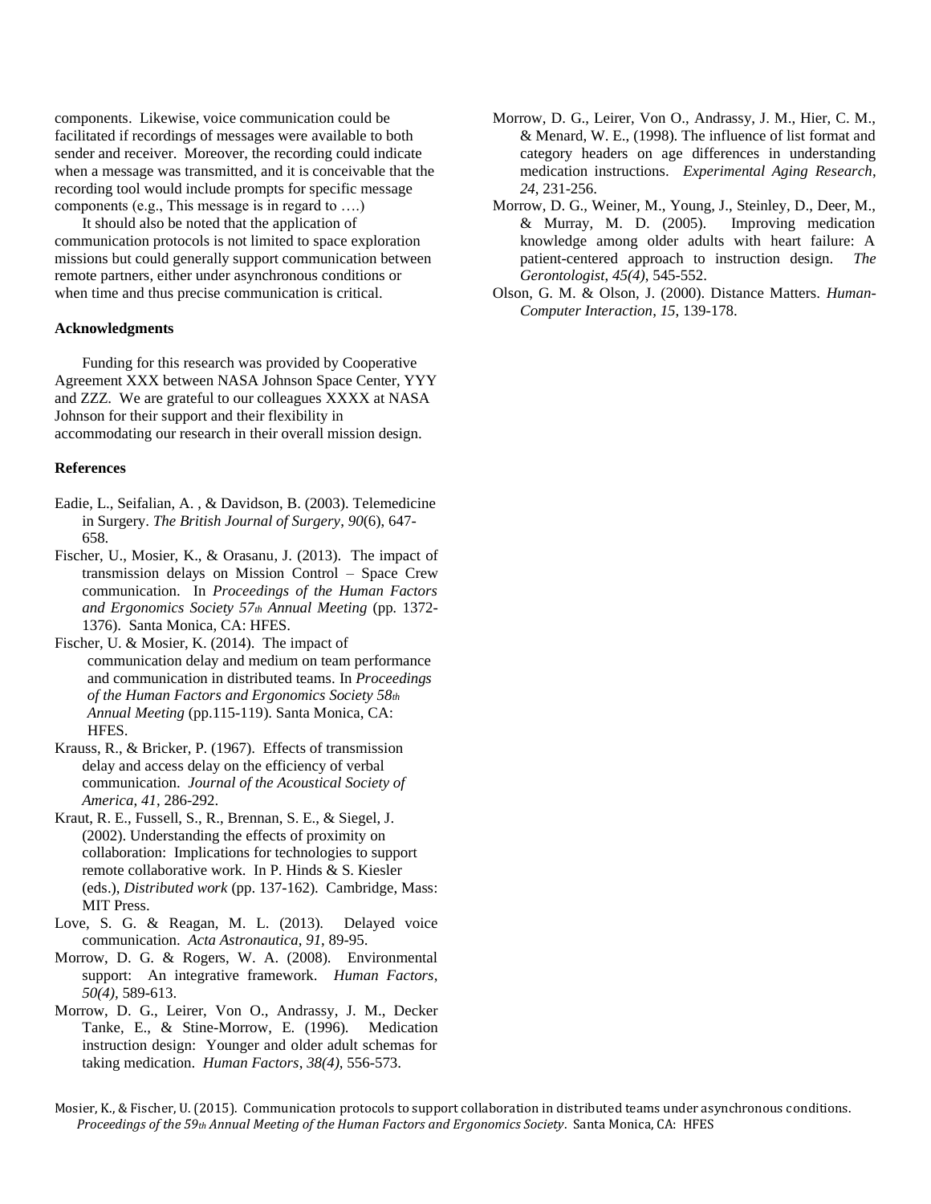components. Likewise, voice communication could be facilitated if recordings of messages were available to both sender and receiver. Moreover, the recording could indicate when a message was transmitted, and it is conceivable that the recording tool would include prompts for specific message components (e.g., This message is in regard to ….)

It should also be noted that the application of communication protocols is not limited to space exploration missions but could generally support communication between remote partners, either under asynchronous conditions or when time and thus precise communication is critical.

### Acknowledgments

Funding for this research was provided by Cooperative Agreement XXX between NASA Johnson Space Center, YYY and ZZZ. We are grateful to our colleagues XXXX at NASA Johnson for their support and their flexibility in accommodating our research in their overall mission design.

### References

Eadie, L., Seifalian, A. , & Davidson, B. (2003). Telemedicine in Surgery. *The British Journal of Surgery*, *90*(6), 647-658.

Fischer, U., Mosier, K., & Orasanu, J. (2013). The impact of transmission delays on Mission Control – Space Crew communication. In *Proceedings of the Human Factors and Ergonomics Society 57th Annual Meeting* (pp. 1372-1376). Santa Monica, CA: HFES.

Fischer, U. & Mosier, K. (2014). The impact of communication delay and medium on team performance and communication in distributed teams. In *Proceedings of the Human Factors and Ergonomics Society 58th Annual Meeting* (pp.115-119). Santa Monica, CA: HFES.

Krauss, R., & Bricker, P. (1967). Effects of transmission delay and access delay on the efficiency of verbal communication. *Journal of the Acoustical Society of America*, *41*, 286-292.

Kraut, R. E., Fussell, S., R., Brennan, S. E., & Siegel, J. (2002). Understanding the effects of proximity on collaboration: Implications for technologies to support remote collaborative work. In P. Hinds & S. Kiesler (eds.), *Distributed work* (pp. 137-162). Cambridge, Mass: MIT Press.

Love, S. G. & Reagan, M. L. (2013). Delayed voice communication. *Acta Astronautica*, *91*, 89-95.

Morrow, D. G. & Rogers, W. A. (2008). Environmental support: An integrative framework. *Human Factors*, *50(4)*, 589-613.

Morrow, D. G., Leirer, Von O., Andrassy, J. M., Decker Tanke, E., & Stine-Morrow, E. (1996). Medication instruction design: Younger and older adult schemas for taking medication. *Human Factors*, *38(4)*, 556-573.

Morrow, D. G., Leirer, Von O., Andrassy, J. M., Hier, C. M., & Menard, W. E., (1998). The influence of list format and category headers on age differences in understanding medication instructions. *Experimental Aging Research*, *24*, 231-256.

Morrow, D. G., Weiner, M., Young, J., Steinley, D., Deer, M., & Murray, M. D. (2005). Improving medication knowledge among older adults with heart failure: A patient-centered approach to instruction design. *The Gerontologist*, *45(4)*, 545-552.

Olson, G. M. & Olson, J. (2000). Distance Matters. *Human-Computer Interaction*, *15*, 139-178.

Mosier, K., & Fischer, U. (2015). Communication protocols to support collaboration in distributed teams under asynchronous conditions. *Proceedings of the 59th Annual Meeting of the Human Factors and Ergonomics Society*. Santa Monica, CA: HFES